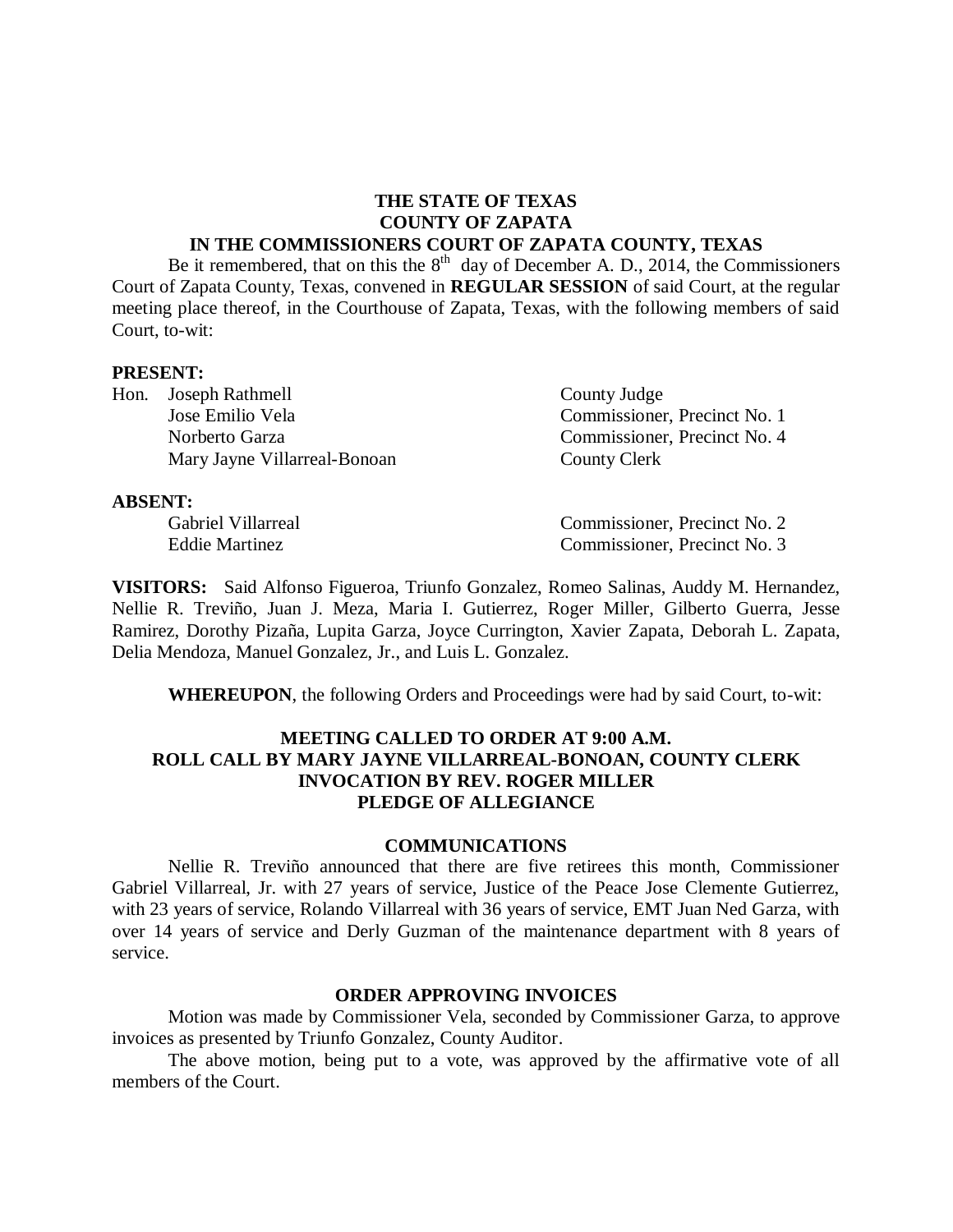**THE STATE OF TEXAS**
**COUNTY OF ZAPATA**
**IN THE COMMISSIONERS COURT OF ZAPATA COUNTY, TEXAS**

Be it remembered, that on this the 8th day of December A. D., 2014, the Commissioners Court of Zapata County, Texas, convened in **REGULAR SESSION** of said Court, at the regular meeting place thereof, in the Courthouse of Zapata, Texas, with the following members of said Court, to-wit:

**PRESENT:**

| | |
|---|---|
| Hon. Joseph Rathmell | County Judge |
| Jose Emilio Vela | Commissioner, Precinct No. 1 |
| Norberto Garza | Commissioner, Precinct No. 4 |
| Mary Jayne Villarreal-Bonoan | County Clerk |

**ABSENT:**

| | |
|---|---|
| Gabriel Villarreal | Commissioner, Precinct No. 2 |
| Eddie Martinez | Commissioner, Precinct No. 3 |

**VISITORS:** Said Alfonso Figueroa, Triunfo Gonzalez, Romeo Salinas, Auddy M. Hernandez, Nellie R. Treviño, Juan J. Meza, Maria I. Gutierrez, Roger Miller, Gilberto Guerra, Jesse Ramirez, Dorothy Pizaña, Lupita Garza, Joyce Currington, Xavier Zapata, Deborah L. Zapata, Delia Mendoza, Manuel Gonzalez, Jr., and Luis L. Gonzalez.

**WHEREUPON**, the following Orders and Proceedings were had by said Court, to-wit:

**MEETING CALLED TO ORDER AT 9:00 A.M.**
**ROLL CALL BY MARY JAYNE VILLARREAL-BONOAN, COUNTY CLERK**
**INVOCATION BY REV. ROGER MILLER**
**PLEDGE OF ALLEGIANCE**

**COMMUNICATIONS**

Nellie R. Treviño announced that there are five retirees this month, Commissioner Gabriel Villarreal, Jr. with 27 years of service, Justice of the Peace Jose Clemente Gutierrez, with 23 years of service, Rolando Villarreal with 36 years of service, EMT Juan Ned Garza, with over 14 years of service and Derly Guzman of the maintenance department with 8 years of service.

**ORDER APPROVING INVOICES**

Motion was made by Commissioner Vela, seconded by Commissioner Garza, to approve invoices as presented by Triunfo Gonzalez, County Auditor.

The above motion, being put to a vote, was approved by the affirmative vote of all members of the Court.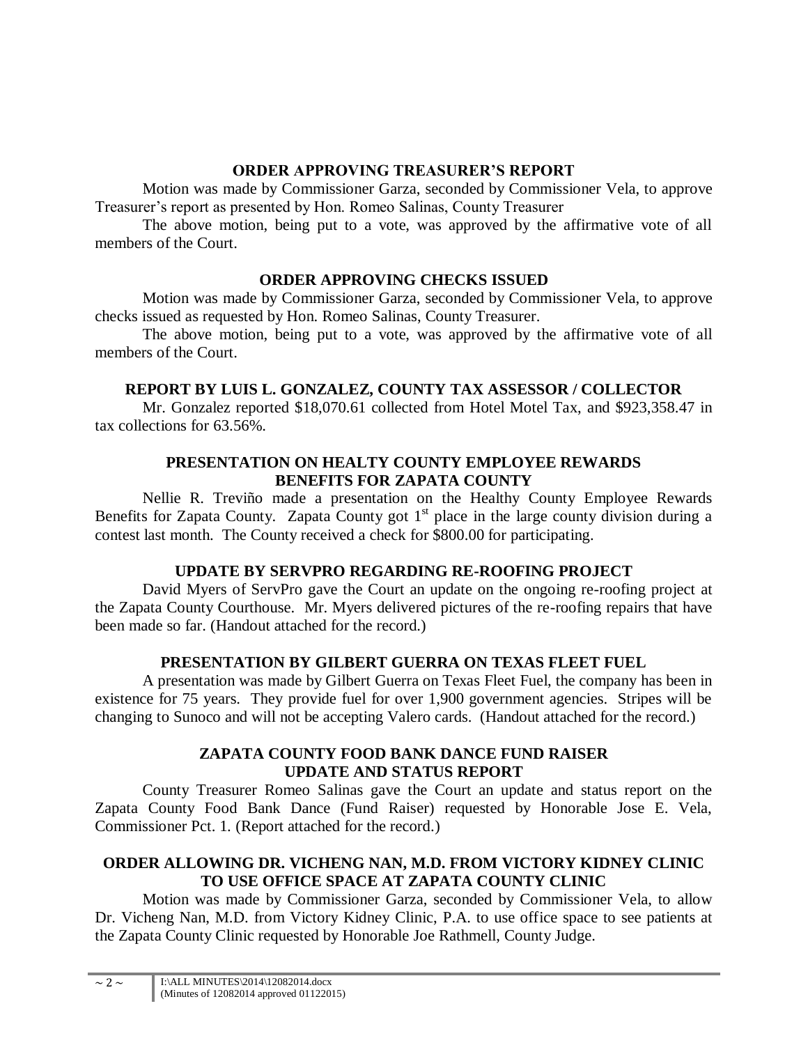## ORDER APPROVING TREASURER'S REPORT

Motion was made by Commissioner Garza, seconded by Commissioner Vela, to approve Treasurer's report as presented by Hon. Romeo Salinas, County Treasurer

The above motion, being put to a vote, was approved by the affirmative vote of all members of the Court.

## ORDER APPROVING CHECKS ISSUED

Motion was made by Commissioner Garza, seconded by Commissioner Vela, to approve checks issued as requested by Hon. Romeo Salinas, County Treasurer.

The above motion, being put to a vote, was approved by the affirmative vote of all members of the Court.

## REPORT BY LUIS L. GONZALEZ, COUNTY TAX ASSESSOR / COLLECTOR

Mr. Gonzalez reported $18,070.61 collected from Hotel Motel Tax, and $923,358.47 in tax collections for 63.56%.

## PRESENTATION ON HEALTY COUNTY EMPLOYEE REWARDS BENEFITS FOR ZAPATA COUNTY

Nellie R. Treviño made a presentation on the Healthy County Employee Rewards Benefits for Zapata County. Zapata County got 1st place in the large county division during a contest last month. The County received a check for $800.00 for participating.

## UPDATE BY SERVPRO REGARDING RE-ROOFING PROJECT

David Myers of ServPro gave the Court an update on the ongoing re-roofing project at the Zapata County Courthouse. Mr. Myers delivered pictures of the re-roofing repairs that have been made so far. (Handout attached for the record.)

## PRESENTATION BY GILBERT GUERRA ON TEXAS FLEET FUEL

A presentation was made by Gilbert Guerra on Texas Fleet Fuel, the company has been in existence for 75 years. They provide fuel for over 1,900 government agencies. Stripes will be changing to Sunoco and will not be accepting Valero cards. (Handout attached for the record.)

## ZAPATA COUNTY FOOD BANK DANCE FUND RAISER UPDATE AND STATUS REPORT

County Treasurer Romeo Salinas gave the Court an update and status report on the Zapata County Food Bank Dance (Fund Raiser) requested by Honorable Jose E. Vela, Commissioner Pct. 1. (Report attached for the record.)

## ORDER ALLOWING DR. VICHENG NAN, M.D. FROM VICTORY KIDNEY CLINIC TO USE OFFICE SPACE AT ZAPATA COUNTY CLINIC

Motion was made by Commissioner Garza, seconded by Commissioner Vela, to allow Dr. Vicheng Nan, M.D. from Victory Kidney Clinic, P.A. to use office space to see patients at the Zapata County Clinic requested by Honorable Joe Rathmell, County Judge.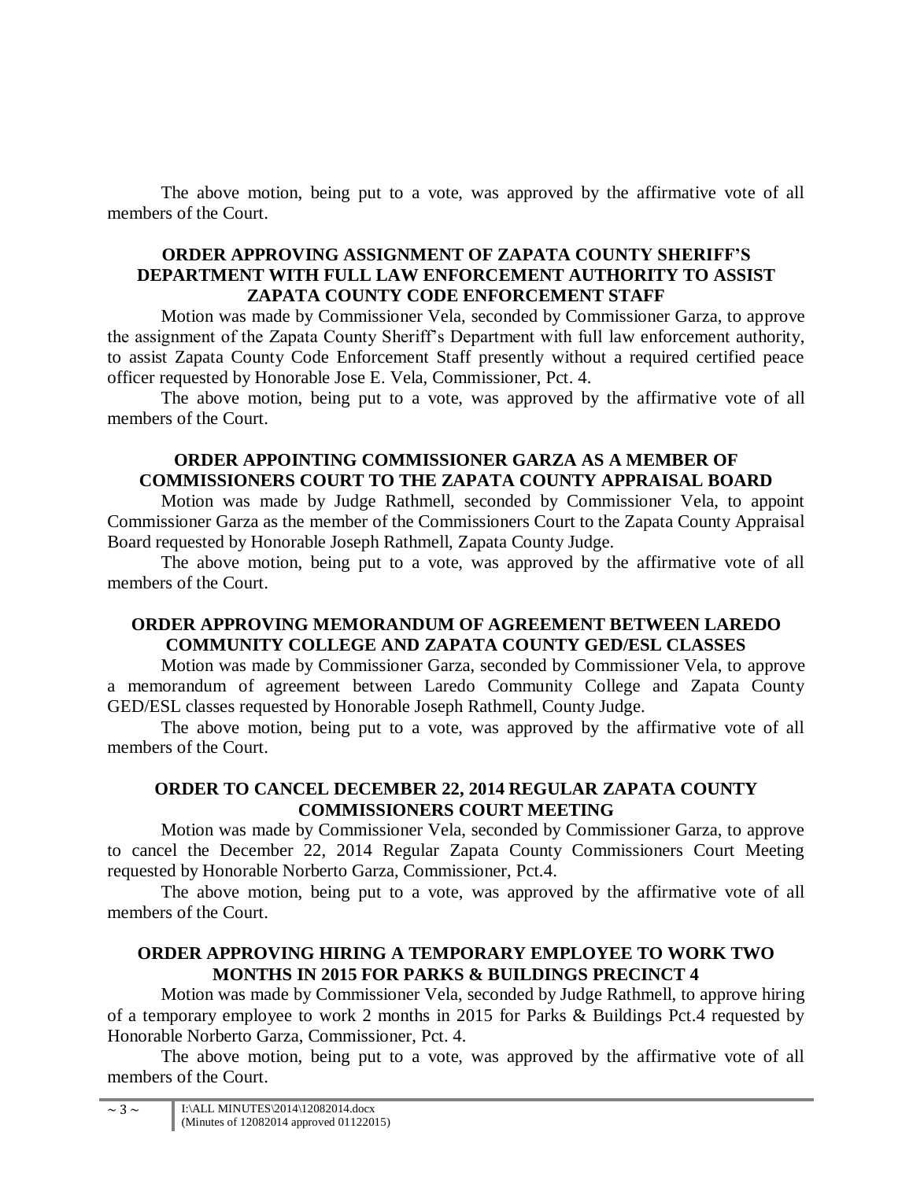The above motion, being put to a vote, was approved by the affirmative vote of all members of the Court.

**ORDER APPROVING ASSIGNMENT OF ZAPATA COUNTY SHERIFF'S DEPARTMENT WITH FULL LAW ENFORCEMENT AUTHORITY TO ASSIST ZAPATA COUNTY CODE ENFORCEMENT STAFF**

Motion was made by Commissioner Vela, seconded by Commissioner Garza, to approve the assignment of the Zapata County Sheriff's Department with full law enforcement authority, to assist Zapata County Code Enforcement Staff presently without a required certified peace officer requested by Honorable Jose E. Vela, Commissioner, Pct. 4.

The above motion, being put to a vote, was approved by the affirmative vote of all members of the Court.

**ORDER APPOINTING COMMISSIONER GARZA AS A MEMBER OF COMMISSIONERS COURT TO THE ZAPATA COUNTY APPRAISAL BOARD**

Motion was made by Judge Rathmell, seconded by Commissioner Vela, to appoint Commissioner Garza as the member of the Commissioners Court to the Zapata County Appraisal Board requested by Honorable Joseph Rathmell, Zapata County Judge.

The above motion, being put to a vote, was approved by the affirmative vote of all members of the Court.

**ORDER APPROVING MEMORANDUM OF AGREEMENT BETWEEN LAREDO COMMUNITY COLLEGE AND ZAPATA COUNTY GED/ESL CLASSES**

Motion was made by Commissioner Garza, seconded by Commissioner Vela, to approve a memorandum of agreement between Laredo Community College and Zapata County GED/ESL classes requested by Honorable Joseph Rathmell, County Judge.

The above motion, being put to a vote, was approved by the affirmative vote of all members of the Court.

**ORDER TO CANCEL DECEMBER 22, 2014 REGULAR ZAPATA COUNTY COMMISSIONERS COURT MEETING**

Motion was made by Commissioner Vela, seconded by Commissioner Garza, to approve to cancel the December 22, 2014 Regular Zapata County Commissioners Court Meeting requested by Honorable Norberto Garza, Commissioner, Pct.4.

The above motion, being put to a vote, was approved by the affirmative vote of all members of the Court.

**ORDER APPROVING HIRING A TEMPORARY EMPLOYEE TO WORK TWO MONTHS IN 2015 FOR PARKS & BUILDINGS PRECINCT 4**

Motion was made by Commissioner Vela, seconded by Judge Rathmell, to approve hiring of a temporary employee to work 2 months in 2015 for Parks & Buildings Pct.4 requested by Honorable Norberto Garza, Commissioner, Pct. 4.

The above motion, being put to a vote, was approved by the affirmative vote of all members of the Court.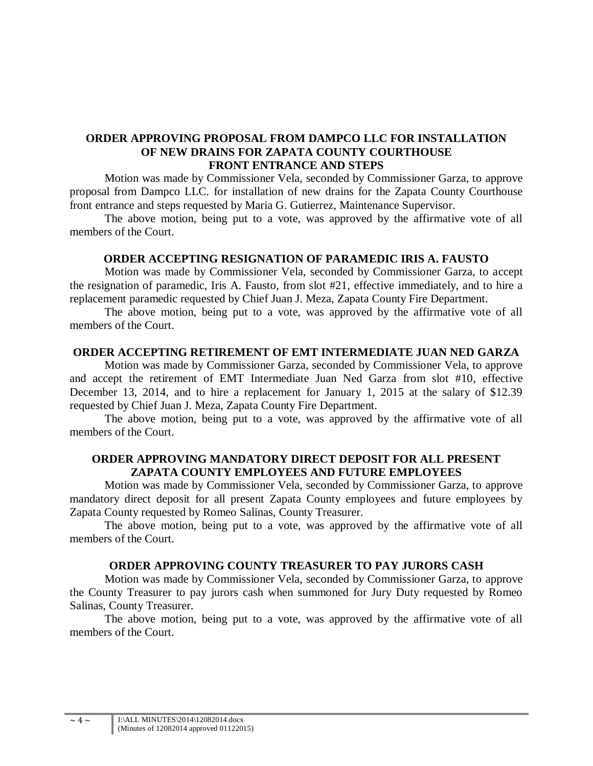### ORDER APPROVING PROPOSAL FROM DAMPCO LLC FOR INSTALLATION OF NEW DRAINS FOR ZAPATA COUNTY COURTHOUSE FRONT ENTRANCE AND STEPS

Motion was made by Commissioner Vela, seconded by Commissioner Garza, to approve proposal from Dampco LLC. for installation of new drains for the Zapata County Courthouse front entrance and steps requested by Maria G. Gutierrez, Maintenance Supervisor.

The above motion, being put to a vote, was approved by the affirmative vote of all members of the Court.

### ORDER ACCEPTING RESIGNATION OF PARAMEDIC IRIS A. FAUSTO

Motion was made by Commissioner Vela, seconded by Commissioner Garza, to accept the resignation of paramedic, Iris A. Fausto, from slot #21, effective immediately, and to hire a replacement paramedic requested by Chief Juan J. Meza, Zapata County Fire Department.

The above motion, being put to a vote, was approved by the affirmative vote of all members of the Court.

### ORDER ACCEPTING RETIREMENT OF EMT INTERMEDIATE JUAN NED GARZA

Motion was made by Commissioner Garza, seconded by Commissioner Vela, to approve and accept the retirement of EMT Intermediate Juan Ned Garza from slot #10, effective December 13, 2014, and to hire a replacement for January 1, 2015 at the salary of $12.39 requested by Chief Juan J. Meza, Zapata County Fire Department.

The above motion, being put to a vote, was approved by the affirmative vote of all members of the Court.

### ORDER APPROVING MANDATORY DIRECT DEPOSIT FOR ALL PRESENT ZAPATA COUNTY EMPLOYEES AND FUTURE EMPLOYEES

Motion was made by Commissioner Vela, seconded by Commissioner Garza, to approve mandatory direct deposit for all present Zapata County employees and future employees by Zapata County requested by Romeo Salinas, County Treasurer.

The above motion, being put to a vote, was approved by the affirmative vote of all members of the Court.

### ORDER APPROVING COUNTY TREASURER TO PAY JURORS CASH

Motion was made by Commissioner Vela, seconded by Commissioner Garza, to approve the County Treasurer to pay jurors cash when summoned for Jury Duty requested by Romeo Salinas, County Treasurer.

The above motion, being put to a vote, was approved by the affirmative vote of all members of the Court.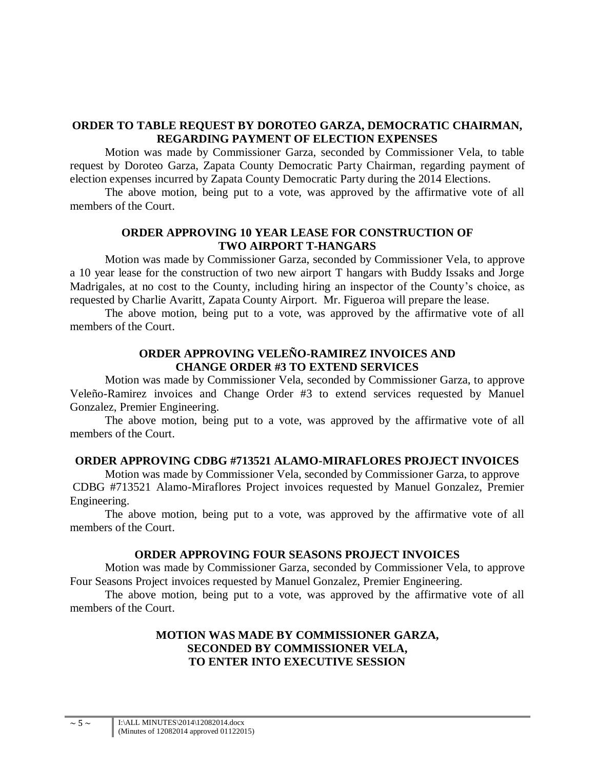**ORDER TO TABLE REQUEST BY DOROTEO GARZA, DEMOCRATIC CHAIRMAN, REGARDING PAYMENT OF ELECTION EXPENSES**

Motion was made by Commissioner Garza, seconded by Commissioner Vela, to table request by Doroteo Garza, Zapata County Democratic Party Chairman, regarding payment of election expenses incurred by Zapata County Democratic Party during the 2014 Elections.

The above motion, being put to a vote, was approved by the affirmative vote of all members of the Court.

**ORDER APPROVING 10 YEAR LEASE FOR CONSTRUCTION OF TWO AIRPORT T-HANGARS**

Motion was made by Commissioner Garza, seconded by Commissioner Vela, to approve a 10 year lease for the construction of two new airport T hangars with Buddy Issaks and Jorge Madrigales, at no cost to the County, including hiring an inspector of the County's choice, as requested by Charlie Avaritt, Zapata County Airport. Mr. Figueroa will prepare the lease.

The above motion, being put to a vote, was approved by the affirmative vote of all members of the Court.

**ORDER APPROVING VELEÑO-RAMIREZ INVOICES AND CHANGE ORDER #3 TO EXTEND SERVICES**

Motion was made by Commissioner Vela, seconded by Commissioner Garza, to approve Veleño-Ramirez invoices and Change Order #3 to extend services requested by Manuel Gonzalez, Premier Engineering.

The above motion, being put to a vote, was approved by the affirmative vote of all members of the Court.

**ORDER APPROVING CDBG #713521 ALAMO-MIRAFLORES PROJECT INVOICES**

Motion was made by Commissioner Vela, seconded by Commissioner Garza, to approve CDBG #713521 Alamo-Miraflores Project invoices requested by Manuel Gonzalez, Premier Engineering.

The above motion, being put to a vote, was approved by the affirmative vote of all members of the Court.

**ORDER APPROVING FOUR SEASONS PROJECT INVOICES**

Motion was made by Commissioner Garza, seconded by Commissioner Vela, to approve Four Seasons Project invoices requested by Manuel Gonzalez, Premier Engineering.

The above motion, being put to a vote, was approved by the affirmative vote of all members of the Court.

**MOTION WAS MADE BY COMMISSIONER GARZA, SECONDED BY COMMISSIONER VELA, TO ENTER INTO EXECUTIVE SESSION**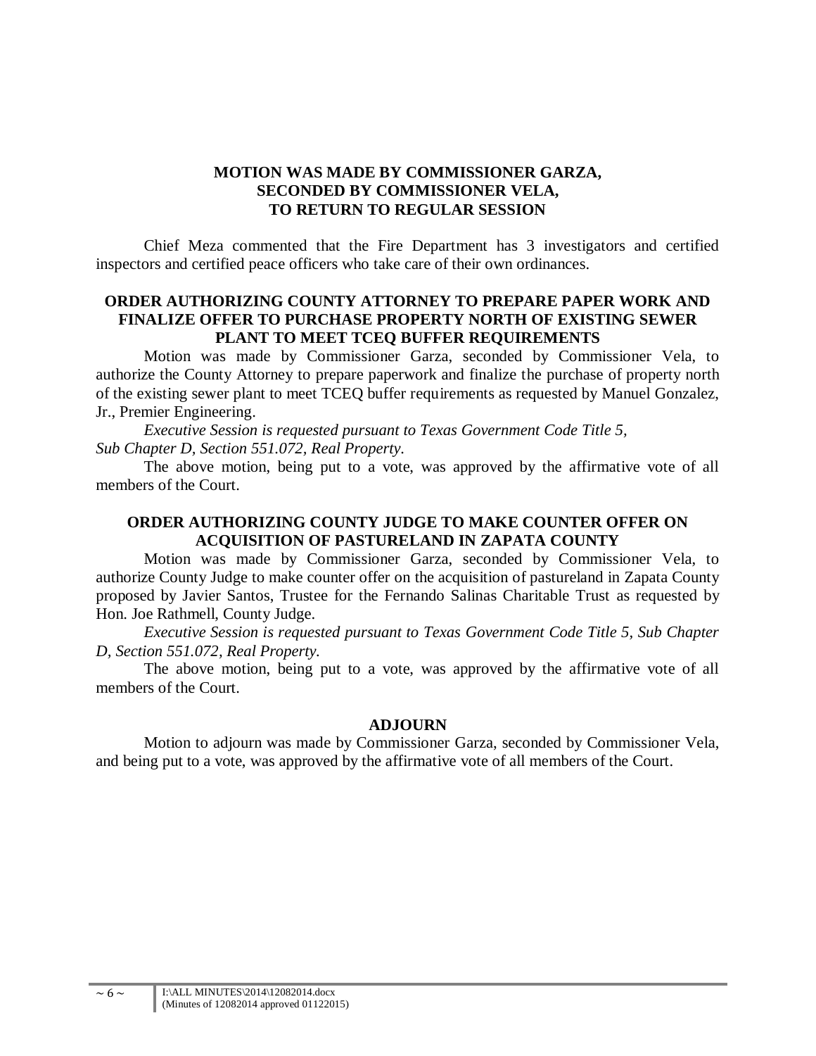**MOTION WAS MADE BY COMMISSIONER GARZA,**
**SECONDED BY COMMISSIONER VELA,**
**TO RETURN TO REGULAR SESSION**

Chief Meza commented that the Fire Department has 3 investigators and certified inspectors and certified peace officers who take care of their own ordinances.

**ORDER AUTHORIZING COUNTY ATTORNEY TO PREPARE PAPER WORK AND FINALIZE OFFER TO PURCHASE PROPERTY NORTH OF EXISTING SEWER PLANT TO MEET TCEQ BUFFER REQUIREMENTS**

Motion was made by Commissioner Garza, seconded by Commissioner Vela, to authorize the County Attorney to prepare paperwork and finalize the purchase of property north of the existing sewer plant to meet TCEQ buffer requirements as requested by Manuel Gonzalez, Jr., Premier Engineering.

*Executive Session is requested pursuant to Texas Government Code Title 5, Sub Chapter D, Section 551.072, Real Property.*

The above motion, being put to a vote, was approved by the affirmative vote of all members of the Court.

**ORDER AUTHORIZING COUNTY JUDGE TO MAKE COUNTER OFFER ON ACQUISITION OF PASTURELAND IN ZAPATA COUNTY**

Motion was made by Commissioner Garza, seconded by Commissioner Vela, to authorize County Judge to make counter offer on the acquisition of pastureland in Zapata County proposed by Javier Santos, Trustee for the Fernando Salinas Charitable Trust as requested by Hon. Joe Rathmell, County Judge.

*Executive Session is requested pursuant to Texas Government Code Title 5, Sub Chapter D, Section 551.072, Real Property.*

The above motion, being put to a vote, was approved by the affirmative vote of all members of the Court.

**ADJOURN**

Motion to adjourn was made by Commissioner Garza, seconded by Commissioner Vela, and being put to a vote, was approved by the affirmative vote of all members of the Court.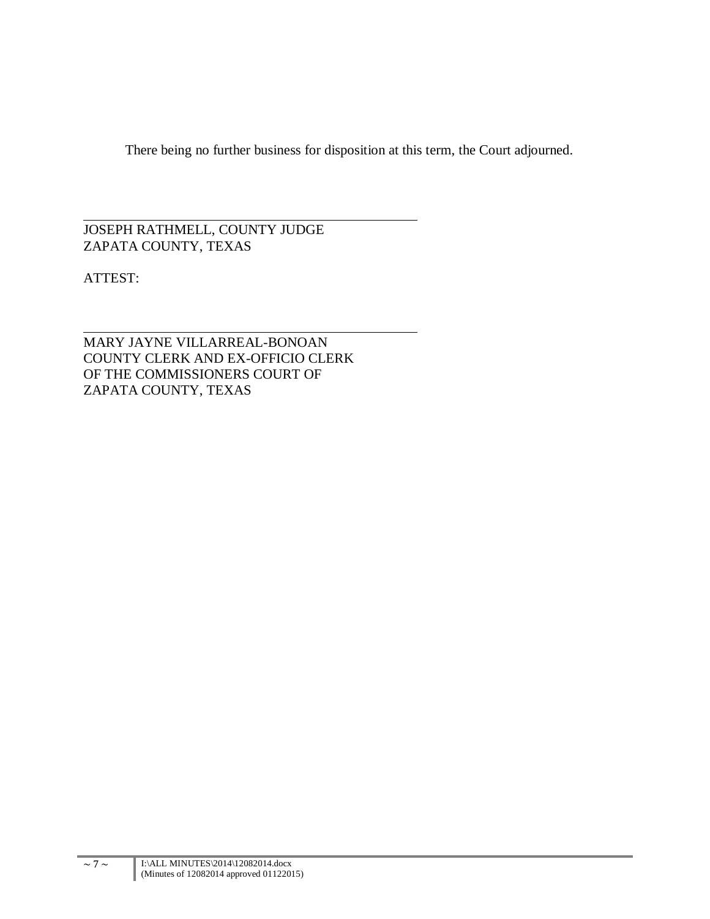There being no further business for disposition at this term, the Court adjourned.

JOSEPH RATHMELL, COUNTY JUDGE
ZAPATA COUNTY, TEXAS

ATTEST:

MARY JAYNE VILLARREAL-BONOAN
COUNTY CLERK AND EX-OFFICIO CLERK
OF THE COMMISSIONERS COURT OF
ZAPATA COUNTY, TEXAS